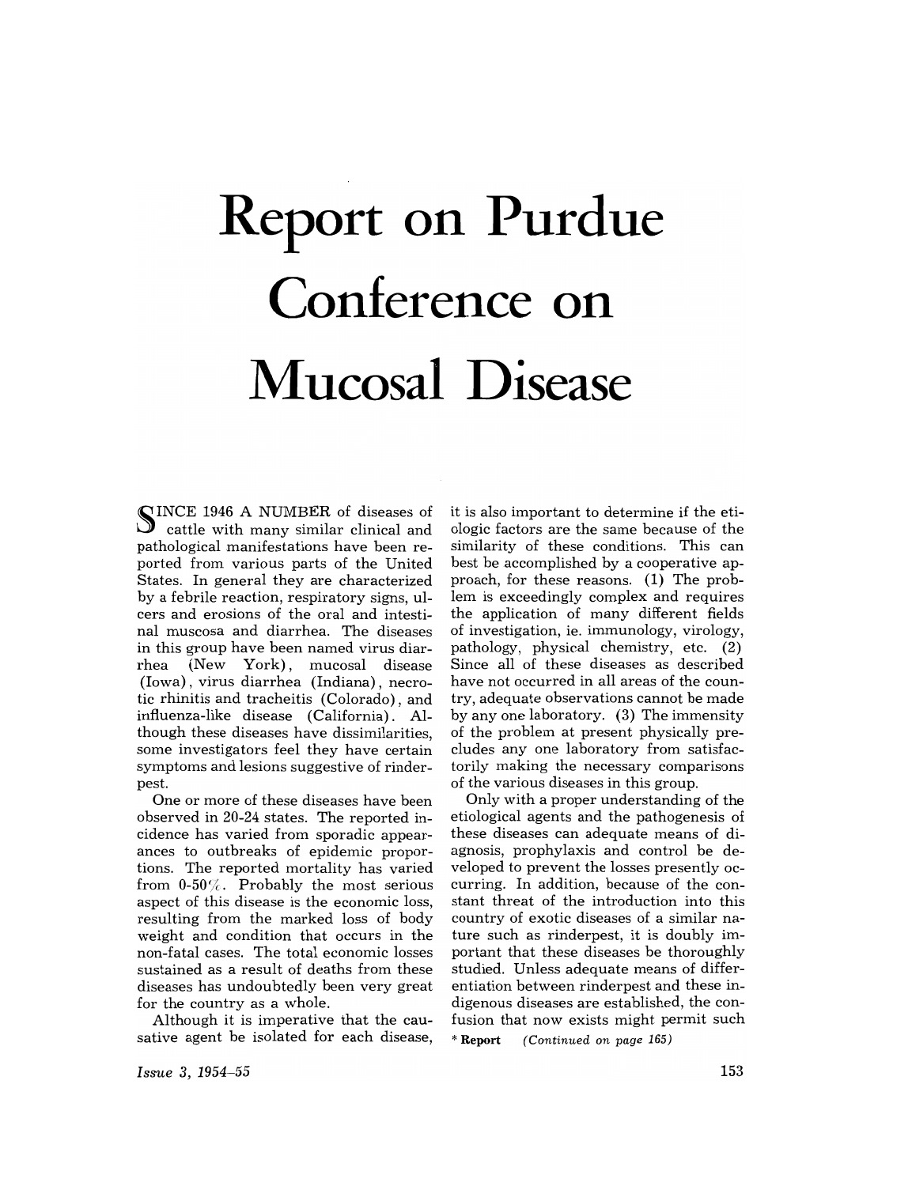# Report on Purdue Conference on Mucosal Disease

SINCE 1946 A NUMBER of diseases of cattle with many similar clinical and pathological manifestations have been reported from various parts of the United States. In general they are characterized by a febrile reaction, respiratory signs, ulcers and erosions of the oral and intestinal muscosa and diarrhea. The diseases in this group have been named virus diarrhea (New York), mucosal disease (Iowa), virus diarrhea (Indiana), necrotic rhinitis and tracheitis (Colorado), and influenza-like disease (California). Although these diseases have dissimilarities, some investigators feel they have certain symptoms and lesions suggestive of rinderpest.

One or more of these diseases have been observed in 20-24 states. The reported incidence has varied from sporadic appearances to outbreaks of epidemic proportions. The reported mortality has varied from 0-50%. Probably the most serious aspect of this disease is the economic loss, resulting from the marked loss of body weight and condition that occurs in the non-fatal cases. The total economic losses sustained as a result of deaths from these diseases has undoubtedly been very great for the country as a whole.

Although it is imperative that the causative agent be isolated for each disease, it is also important to determine if the etiologic factors are the same because of the similarity of these conditions. This can best be accomplished by a cooperative approach, for these reasons. (1) The problem is exceedingly complex and requires the application of many different fields of investigation, ie. immunology, virology, pathology, physical chemistry, etc. (2) Since all of these diseases as described have not occurred in all areas of the country, adequate observations cannot be made by any one laboratory. (3) The immensity of the problem at present physically precludes any one laboratory from satisfactorily making the necessary comparisons of the various diseases in this group.

Only with a proper understanding of the etiological agents and the pathogenesis of these diseases can adequate means of diagnosis, prophylaxis and control be developed to prevent the losses presently occurring. In addition, because of the constant threat of the introduction into this country of exotic diseases of a similar nature such as rinderpest, it is doubly important that these diseases be thoroughly studied. Unless adequate means of differentiation between rinderpest and these indigenous diseases are established, the confusion that now exists might permit such

\* **Report** *(Continued on page 165)*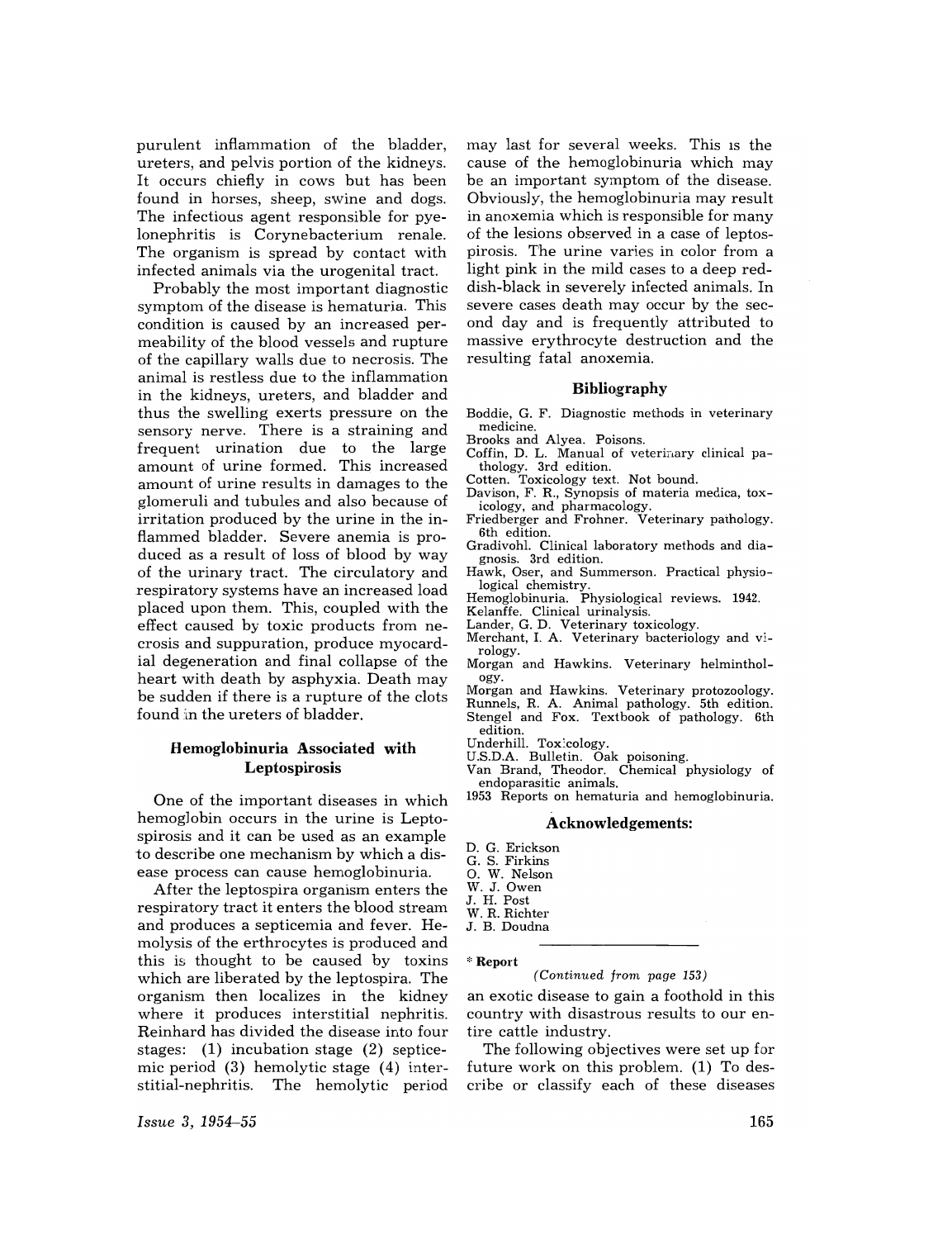purulent inflammation of the bladder, ureters, and pelvis portion of the kidneys. It occurs chiefly in cows but has been found in horses, sheep, swine and dogs. The infectious agent responsible for pyelonephritis is Corynebacterium renale. The organism is spread by contact with infected animals via the urogenital tract.

Probably the most important diagnostic symptom of the disease is hematuria. This condition is caused by an increased permeability of the blood vessels and rupture of the capillary walls due to necrosis. The animal is restless due to the inflammation in the kidneys, ureters, and bladder and thus the swelling exerts pressure on the sensory nerve. There is a straining and frequent urination due to the large amount of urine formed. This increased amount of urine results in damages to the glomeruli and tubules and also because of irritation produced by the urine in the inflammed bladder. Severe anemia is produced as a result of loss of blood by way of the urinary tract. The circulatory and respiratory systems have an increased load placed upon them. This, coupled with the effect caused by toxic products from necrosis and suppuration, produce myocardial degeneration and final collapse of the heart with death by asphyxia. Death may be sudden if there is a rupture of the clots found in the ureters of bladder.

## Hemoglobinuria Associated with Leptospirosis

One of the important diseases in which hemoglobin occurs in the urine is Leptospirosis and it can be used as an example to describe one mechanism by which a disease process can cause hemoglobinuria.

After the leptospira organism enters the respiratory tract it enters the blood stream and produces a septicemia and fever. Hemolysis of the erthrocytes is produced and this is thought to be caused by toxins which are liberated by the leptospira. The organism then localizes in the kidney where it produces interstitial nephritis. Reinhard has divided the disease into four stages: (1) incubation stage (2) septicemic period (3) hemolytic stage (4) interstitial-nephritis. The hemolytic period may last for several weeks. This is the cause of the hemoglobinuria which may be an important symptom of the disease. Obviously, the hemoglobinuria may result in anoxemia which is responsible for many of the lesions observed in a case of leptospirosis. The urine varies in color from a light pink in the mild cases to a deep reddish-black in severely infected animals. In severe cases death may occur by the second day and is frequently attributed to massive erythrocyte destruction and the resulting fatal anoxemia.

## Bibliography

Boddie, G. F. Diagnostic methods in veterinary medicine.
Brooks and Alyea. Poisons.
Coffin, D. L. Manual of veterinary clinical pathology. 3rd edition.
Cotten. Toxicology text. Not bound.
Davison, F. R., Synopsis of materia medica, toxicology, and pharmacology.
Friedberger and Frohner. Veterinary pathology. 6th edition.
Gradivohl. Clinical laboratory methods and diagnosis. 3rd edition.
Hawk, Oser, and Summerson. Practical physiological chemistry.
Hemoglobinuria. Physiological reviews. 1942.
Kelanffe. Clinical urinalysis.
Lander, G. D. Veterinary toxicology.
Merchant, I. A. Veterinary bacteriology and virology.
Morgan and Hawkins. Veterinary helminthology.
Morgan and Hawkins. Veterinary protozoology.
Runnels, R. A. Animal pathology. 5th edition.
Stengel and Fox. Textbook of pathology. 6th edition.
Underhill. Toxicology.
U.S.D.A. Bulletin. Oak poisoning.
Van Brand, Theodor. Chemical physiology of endoparasitic animals.
1953 Reports on hematuria and hemoglobinuria.

## Acknowledgements:

D. G. Erickson
G. S. Firkins
O. W. Nelson
W. J. Owen
J. H. Post
W. R. Richter
J. B. Doudna

---

\* **Report**

*(Continued from page 153)*

an exotic disease to gain a foothold in this country with disastrous results to our entire cattle industry.

The following objectives were set up for future work on this problem. (1) To describe or classify each of these diseases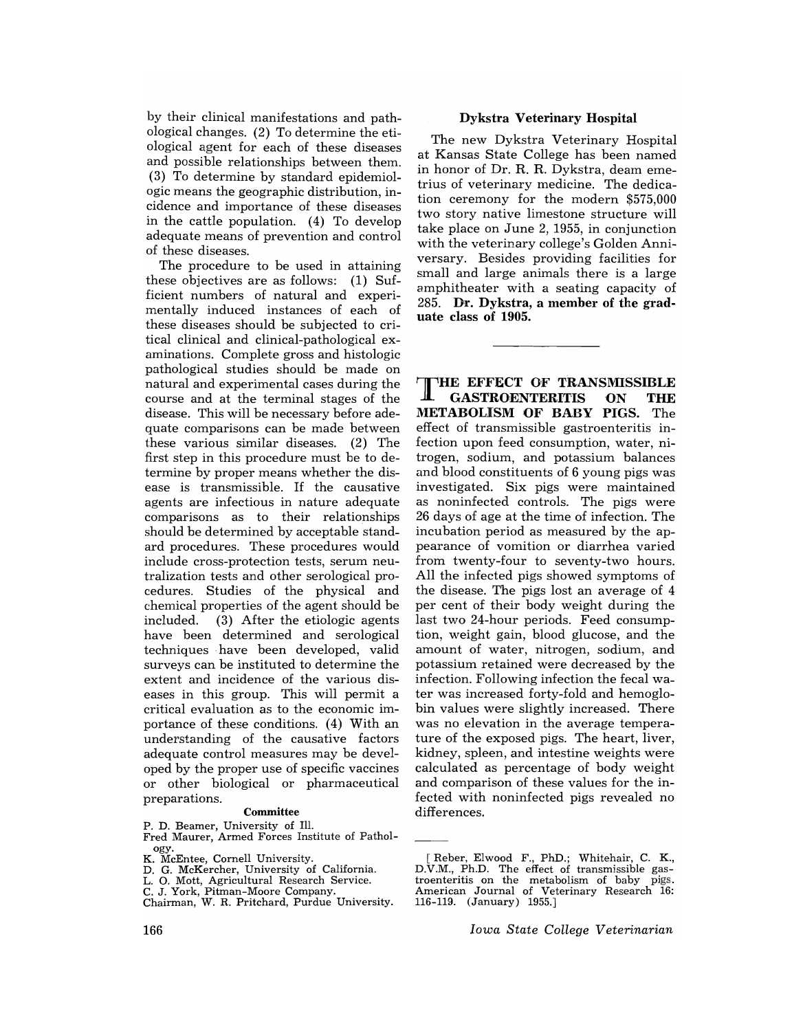by their clinical manifestations and pathological changes. (2) To determine the etiological agent for each of these diseases and possible relationships between them. (3) To determine by standard epidemiologic means the geographic distribution, incidence and importance of these diseases in the cattle population. (4) To develop adequate means of prevention and control of these diseases.

The procedure to be used in attaining these objectives are as follows: (1) Sufficient numbers of natural and experimentally induced instances of each of these diseases should be subjected to critical clinical and clinical-pathological examinations. Complete gross and histologic pathological studies should be made on natural and experimental cases during the course and at the terminal stages of the disease. This will be necessary before adequate comparisons can be made between these various similar diseases. (2) The first step in this procedure must be to determine by proper means whether the disease is transmissible. If the causative agents are infectious in nature adequate comparisons as to their relationships should be determined by acceptable standard procedures. These procedures would include cross-protection tests, serum neutralization tests and other serological procedures. Studies of the physical and chemical properties of the agent should be included. (3) After the etiologic agents have been determined and serological techniques have been developed, valid surveys can be instituted to determine the extent and incidence of the various diseases in this group. This will permit a critical evaluation as to the economic importance of these conditions. (4) With an understanding of the causative factors adequate control measures may be developed by the proper use of specific vaccines or other biological or pharmaceutical preparations.

**Committee**

P. D. Beamer, University of Ill.
Fred Maurer, Armed Forces Institute of Pathology.
K. McEntee, Cornell University.
D. G. McKercher, University of California.
L. O. Mott, Agricultural Research Service.
C. J. York, Pitman-Moore Company.
Chairman, W. R. Pritchard, Purdue University.

### Dykstra Veterinary Hospital

The new Dykstra Veterinary Hospital at Kansas State College has been named in honor of Dr. R. R. Dykstra, deam emetrius of veterinary medicine. The dedication ceremony for the modern $575,000 two story native limestone structure will take place on June 2, 1955, in conjunction with the veterinary college's Golden Anniversary. Besides providing facilities for small and large animals there is a large amphitheater with a seating capacity of 285. **Dr. Dykstra, a member of the graduate class of 1905.**

---

**THE EFFECT OF TRANSMISSIBLE GASTROENTERITIS ON THE METABOLISM OF BABY PIGS.** The effect of transmissible gastroenteritis infection upon feed consumption, water, nitrogen, sodium, and potassium balances and blood constituents of 6 young pigs was investigated. Six pigs were maintained as noninfected controls. The pigs were 26 days of age at the time of infection. The incubation period as measured by the appearance of vomition or diarrhea varied from twenty-four to seventy-two hours. All the infected pigs showed symptoms of the disease. The pigs lost an average of 4 per cent of their body weight during the last two 24-hour periods. Feed consumption, weight gain, blood glucose, and the amount of water, nitrogen, sodium, and potassium retained were decreased by the infection. Following infection the fecal water was increased forty-fold and hemoglobin values were slightly increased. There was no elevation in the average temperature of the exposed pigs. The heart, liver, kidney, spleen, and intestine weights were calculated as percentage of body weight and comparison of these values for the infected with noninfected pigs revealed no differences.

[Reber, Elwood F., PhD.; Whitehair, C. K., D.V.M., Ph.D. The effect of transmissible gastroenteritis on the metabolism of baby pigs. American Journal of Veterinary Research 16: 116-119. (January) 1955.]